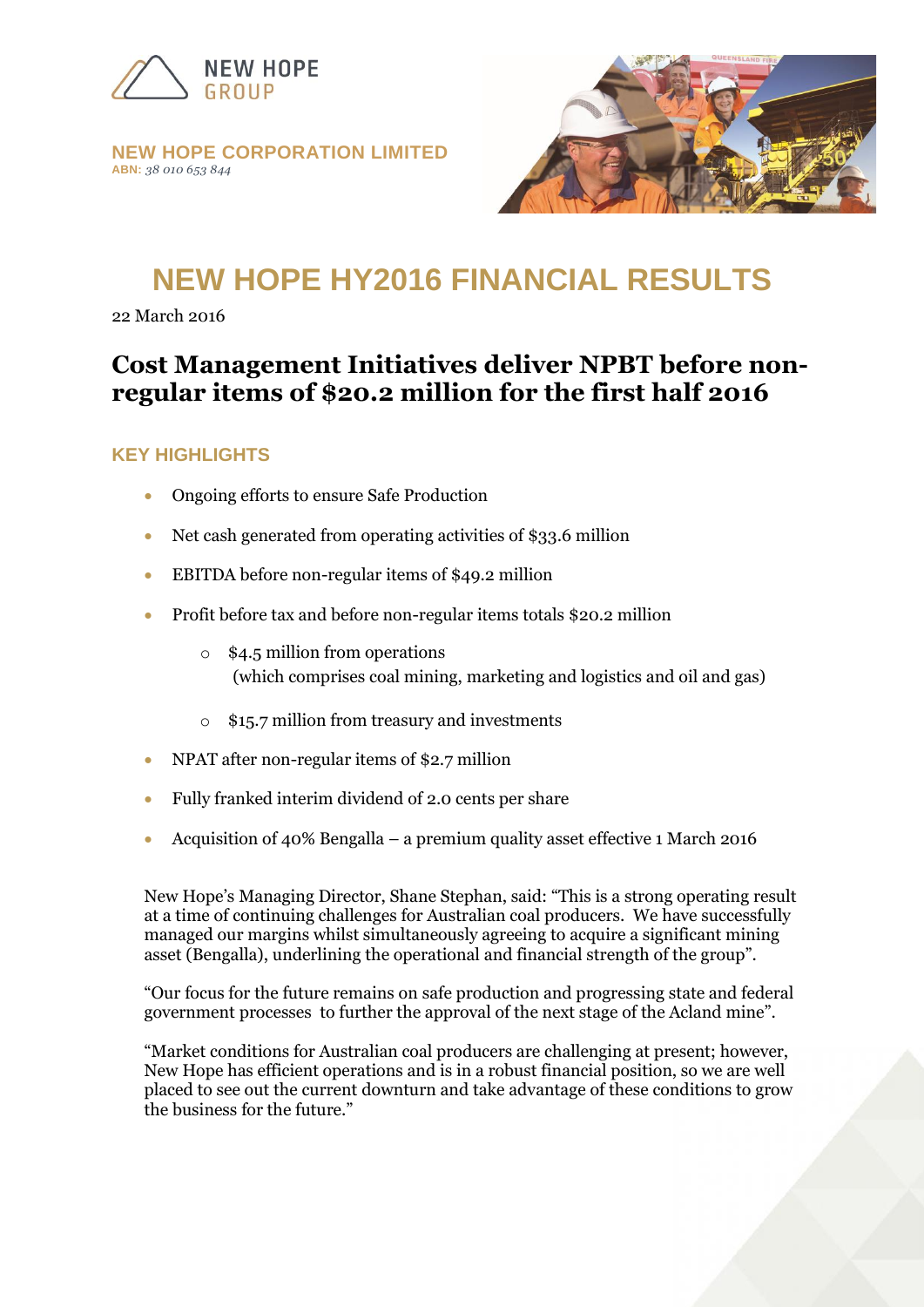NEW HOPE GROUP

**NEW HOPE CORPORATION LIMITED**
**ABN:** *38 010 653 844*

# NEW HOPE HY2016 FINANCIAL RESULTS

22 March 2016

## Cost Management Initiatives deliver NPBT before non-regular items of $20.2 million for the first half 2016

### KEY HIGHLIGHTS

- Ongoing efforts to ensure Safe Production
- Net cash generated from operating activities of $33.6 million
- EBITDA before non-regular items of $49.2 million
- Profit before tax and before non-regular items totals $20.2 million
  - $4.5 million from operations
    (which comprises coal mining, marketing and logistics and oil and gas)
  - $15.7 million from treasury and investments
- NPAT after non-regular items of $2.7 million
- Fully franked interim dividend of 2.0 cents per share
- Acquisition of 40% Bengalla – a premium quality asset effective 1 March 2016

New Hope's Managing Director, Shane Stephan, said: "This is a strong operating result at a time of continuing challenges for Australian coal producers. We have successfully managed our margins whilst simultaneously agreeing to acquire a significant mining asset (Bengalla), underlining the operational and financial strength of the group".

"Our focus for the future remains on safe production and progressing state and federal government processes to further the approval of the next stage of the Acland mine".

"Market conditions for Australian coal producers are challenging at present; however, New Hope has efficient operations and is in a robust financial position, so we are well placed to see out the current downturn and take advantage of these conditions to grow the business for the future."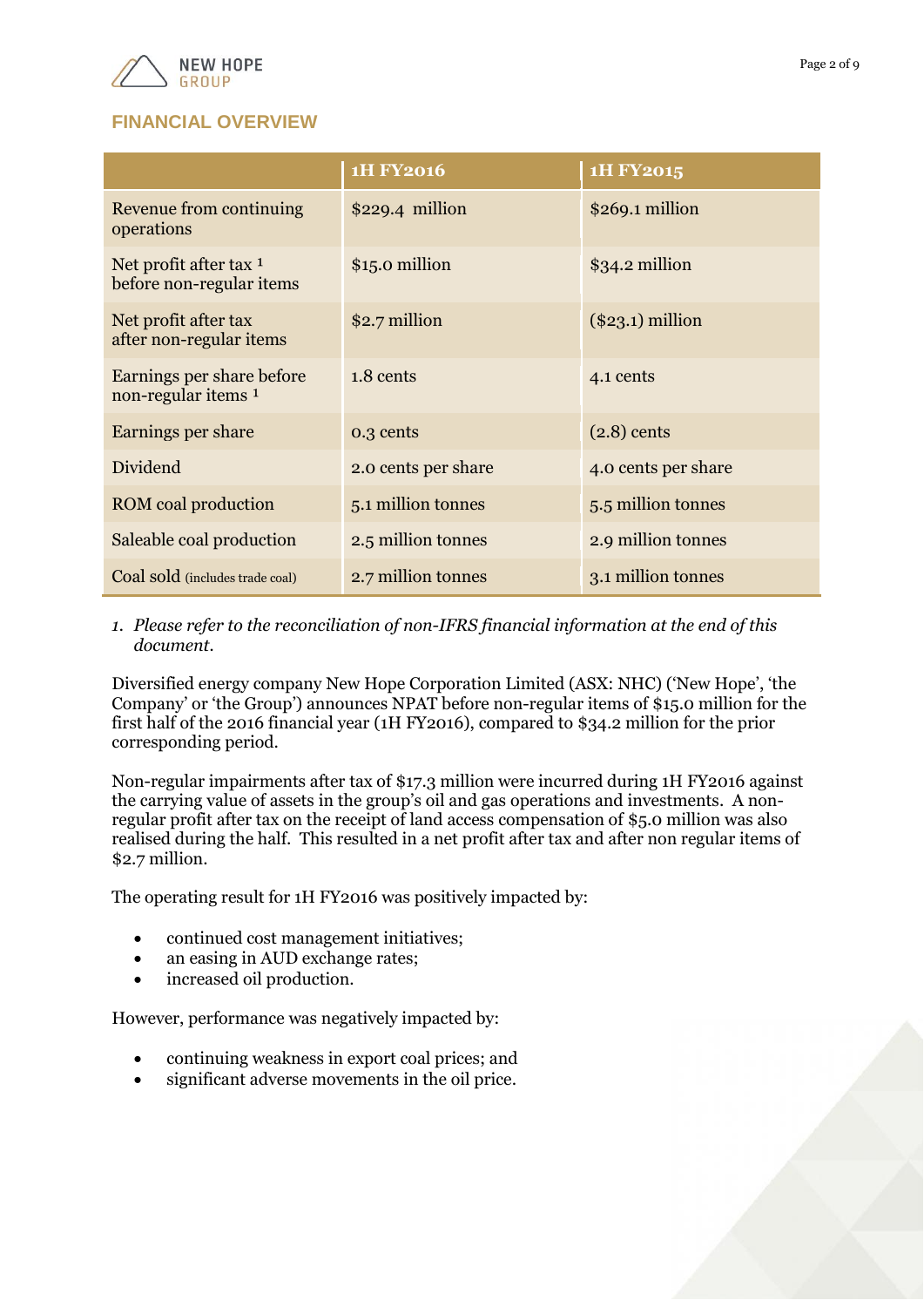## FINANCIAL OVERVIEW

| | 1H FY2016 | 1H FY2015 |
|---|---|---|
| Revenue from continuing operations | $229.4 million | $269.1 million |
| Net profit after tax [1] before non-regular items | $15.0 million | $34.2 million |
| Net profit after tax after non-regular items | $2.7 million | ($23.1) million |
| Earnings per share before non-regular items [1] | 1.8 cents | 4.1 cents |
| Earnings per share | 0.3 cents | (2.8) cents |
| Dividend | 2.0 cents per share | 4.0 cents per share |
| ROM coal production | 5.1 million tonnes | 5.5 million tonnes |
| Saleable coal production | 2.5 million tonnes | 2.9 million tonnes |
| Coal sold (includes trade coal) | 2.7 million tonnes | 3.1 million tonnes |

1. *Please refer to the reconciliation of non-IFRS financial information at the end of this document.*

Diversified energy company New Hope Corporation Limited (ASX: NHC) ('New Hope', 'the Company' or 'the Group') announces NPAT before non-regular items of $15.0 million for the first half of the 2016 financial year (1H FY2016), compared to $34.2 million for the prior corresponding period.

Non-regular impairments after tax of $17.3 million were incurred during 1H FY2016 against the carrying value of assets in the group's oil and gas operations and investments. A non-regular profit after tax on the receipt of land access compensation of $5.0 million was also realised during the half. This resulted in a net profit after tax and after non regular items of $2.7 million.

The operating result for 1H FY2016 was positively impacted by:

- continued cost management initiatives;
- an easing in AUD exchange rates;
- increased oil production.

However, performance was negatively impacted by:

- continuing weakness in export coal prices; and
- significant adverse movements in the oil price.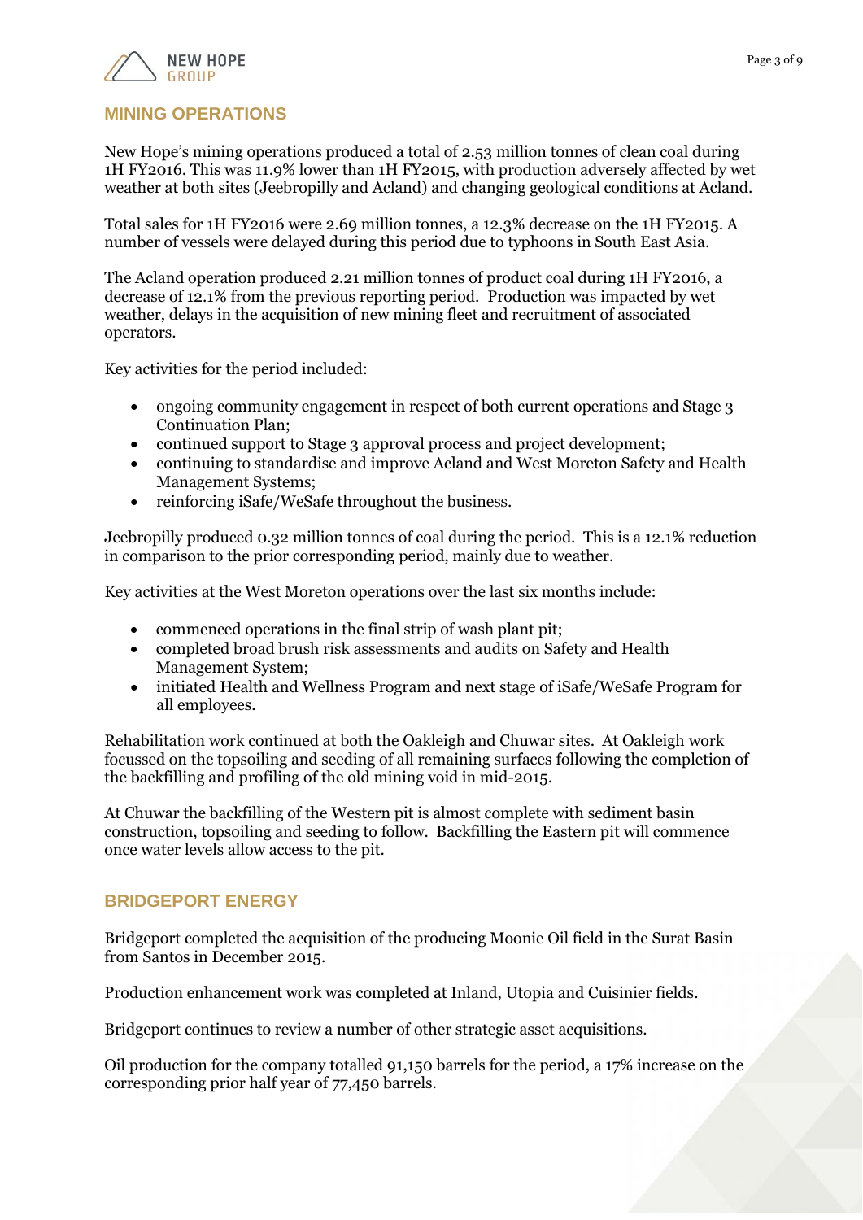## MINING OPERATIONS

New Hope's mining operations produced a total of 2.53 million tonnes of clean coal during 1H FY2016. This was 11.9% lower than 1H FY2015, with production adversely affected by wet weather at both sites (Jeebropilly and Acland) and changing geological conditions at Acland.

Total sales for 1H FY2016 were 2.69 million tonnes, a 12.3% decrease on the 1H FY2015. A number of vessels were delayed during this period due to typhoons in South East Asia.

The Acland operation produced 2.21 million tonnes of product coal during 1H FY2016, a decrease of 12.1% from the previous reporting period. Production was impacted by wet weather, delays in the acquisition of new mining fleet and recruitment of associated operators.

Key activities for the period included:

- ongoing community engagement in respect of both current operations and Stage 3 Continuation Plan;
- continued support to Stage 3 approval process and project development;
- continuing to standardise and improve Acland and West Moreton Safety and Health Management Systems;
- reinforcing iSafe/WeSafe throughout the business.

Jeebropilly produced 0.32 million tonnes of coal during the period. This is a 12.1% reduction in comparison to the prior corresponding period, mainly due to weather.

Key activities at the West Moreton operations over the last six months include:

- commenced operations in the final strip of wash plant pit;
- completed broad brush risk assessments and audits on Safety and Health Management System;
- initiated Health and Wellness Program and next stage of iSafe/WeSafe Program for all employees.

Rehabilitation work continued at both the Oakleigh and Chuwar sites. At Oakleigh work focussed on the topsoiling and seeding of all remaining surfaces following the completion of the backfilling and profiling of the old mining void in mid-2015.

At Chuwar the backfilling of the Western pit is almost complete with sediment basin construction, topsoiling and seeding to follow. Backfilling the Eastern pit will commence once water levels allow access to the pit.

## BRIDGEPORT ENERGY

Bridgeport completed the acquisition of the producing Moonie Oil field in the Surat Basin from Santos in December 2015.

Production enhancement work was completed at Inland, Utopia and Cuisinier fields.

Bridgeport continues to review a number of other strategic asset acquisitions.

Oil production for the company totalled 91,150 barrels for the period, a 17% increase on the corresponding prior half year of 77,450 barrels.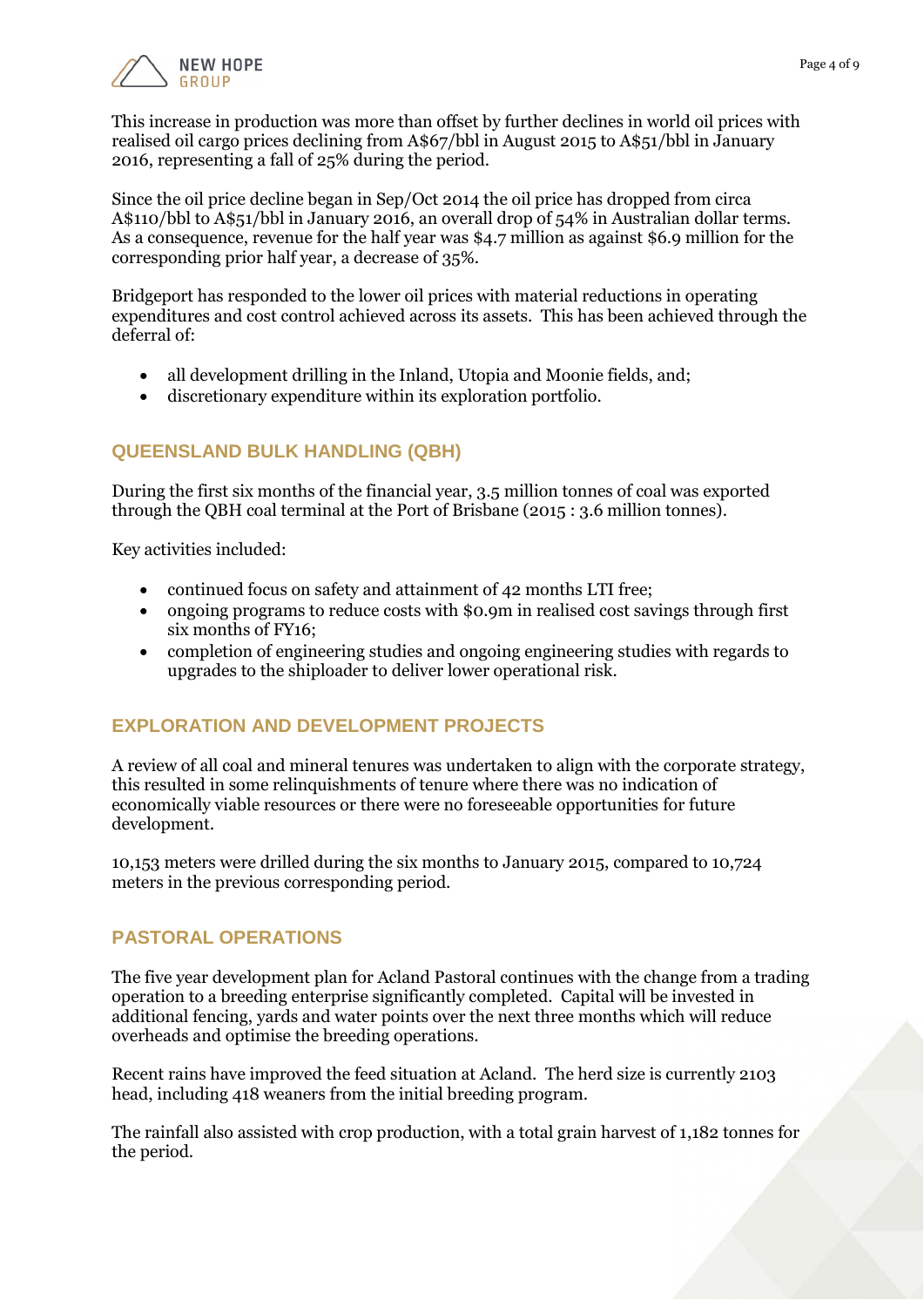This increase in production was more than offset by further declines in world oil prices with realised oil cargo prices declining from A$67/bbl in August 2015 to A$51/bbl in January 2016, representing a fall of 25% during the period.

Since the oil price decline began in Sep/Oct 2014 the oil price has dropped from circa A$110/bbl to A$51/bbl in January 2016, an overall drop of 54% in Australian dollar terms. As a consequence, revenue for the half year was $4.7 million as against $6.9 million for the corresponding prior half year, a decrease of 35%.

Bridgeport has responded to the lower oil prices with material reductions in operating expenditures and cost control achieved across its assets. This has been achieved through the deferral of:

- all development drilling in the Inland, Utopia and Moonie fields, and;
- discretionary expenditure within its exploration portfolio.

## QUEENSLAND BULK HANDLING (QBH)

During the first six months of the financial year, 3.5 million tonnes of coal was exported through the QBH coal terminal at the Port of Brisbane (2015 : 3.6 million tonnes).

Key activities included:

- continued focus on safety and attainment of 42 months LTI free;
- ongoing programs to reduce costs with $0.9m in realised cost savings through first six months of FY16;
- completion of engineering studies and ongoing engineering studies with regards to upgrades to the shiploader to deliver lower operational risk.

## EXPLORATION AND DEVELOPMENT PROJECTS

A review of all coal and mineral tenures was undertaken to align with the corporate strategy, this resulted in some relinquishments of tenure where there was no indication of economically viable resources or there were no foreseeable opportunities for future development.

10,153 meters were drilled during the six months to January 2015, compared to 10,724 meters in the previous corresponding period.

## PASTORAL OPERATIONS

The five year development plan for Acland Pastoral continues with the change from a trading operation to a breeding enterprise significantly completed. Capital will be invested in additional fencing, yards and water points over the next three months which will reduce overheads and optimise the breeding operations.

Recent rains have improved the feed situation at Acland. The herd size is currently 2103 head, including 418 weaners from the initial breeding program.

The rainfall also assisted with crop production, with a total grain harvest of 1,182 tonnes for the period.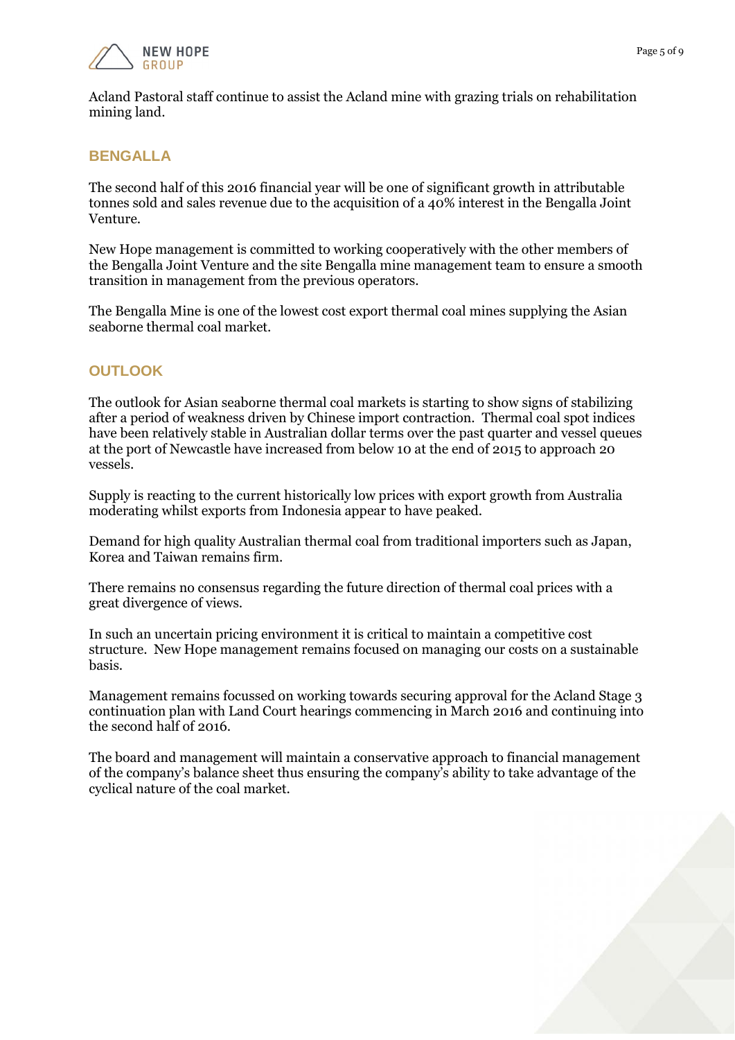Acland Pastoral staff continue to assist the Acland mine with grazing trials on rehabilitation mining land.

## BENGALLA

The second half of this 2016 financial year will be one of significant growth in attributable tonnes sold and sales revenue due to the acquisition of a 40% interest in the Bengalla Joint Venture.

New Hope management is committed to working cooperatively with the other members of the Bengalla Joint Venture and the site Bengalla mine management team to ensure a smooth transition in management from the previous operators.

The Bengalla Mine is one of the lowest cost export thermal coal mines supplying the Asian seaborne thermal coal market.

## OUTLOOK

The outlook for Asian seaborne thermal coal markets is starting to show signs of stabilizing after a period of weakness driven by Chinese import contraction. Thermal coal spot indices have been relatively stable in Australian dollar terms over the past quarter and vessel queues at the port of Newcastle have increased from below 10 at the end of 2015 to approach 20 vessels.

Supply is reacting to the current historically low prices with export growth from Australia moderating whilst exports from Indonesia appear to have peaked.

Demand for high quality Australian thermal coal from traditional importers such as Japan, Korea and Taiwan remains firm.

There remains no consensus regarding the future direction of thermal coal prices with a great divergence of views.

In such an uncertain pricing environment it is critical to maintain a competitive cost structure. New Hope management remains focused on managing our costs on a sustainable basis.

Management remains focussed on working towards securing approval for the Acland Stage 3 continuation plan with Land Court hearings commencing in March 2016 and continuing into the second half of 2016.

The board and management will maintain a conservative approach to financial management of the company's balance sheet thus ensuring the company's ability to take advantage of the cyclical nature of the coal market.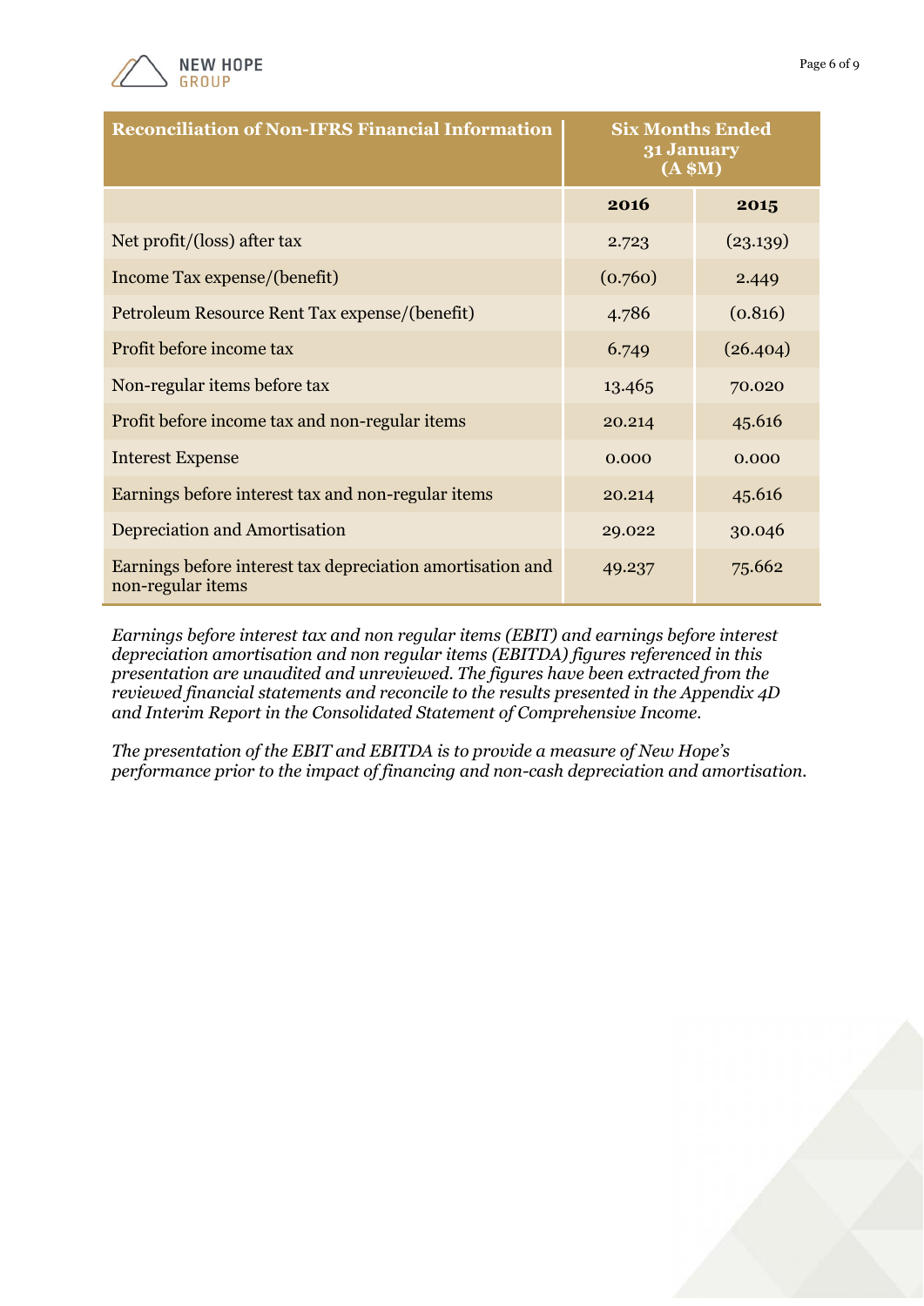| Reconciliation of Non-IFRS Financial Information | Six Months Ended 31 January (A $M) | |
|---|---|---|
| | **2016** | **2015** |
| Net profit/(loss) after tax | 2.723 | (23.139) |
| Income Tax expense/(benefit) | (0.760) | 2.449 |
| Petroleum Resource Rent Tax expense/(benefit) | 4.786 | (0.816) |
| Profit before income tax | 6.749 | (26.404) |
| Non-regular items before tax | 13.465 | 70.020 |
| Profit before income tax and non-regular items | 20.214 | 45.616 |
| Interest Expense | 0.000 | 0.000 |
| Earnings before interest tax and non-regular items | 20.214 | 45.616 |
| Depreciation and Amortisation | 29.022 | 30.046 |
| Earnings before interest tax depreciation amortisation and non-regular items | 49.237 | 75.662 |

*Earnings before interest tax and non regular items (EBIT) and earnings before interest depreciation amortisation and non regular items (EBITDA) figures referenced in this presentation are unaudited and unreviewed. The figures have been extracted from the reviewed financial statements and reconcile to the results presented in the Appendix 4D and Interim Report in the Consolidated Statement of Comprehensive Income.*

*The presentation of the EBIT and EBITDA is to provide a measure of New Hope's performance prior to the impact of financing and non-cash depreciation and amortisation.*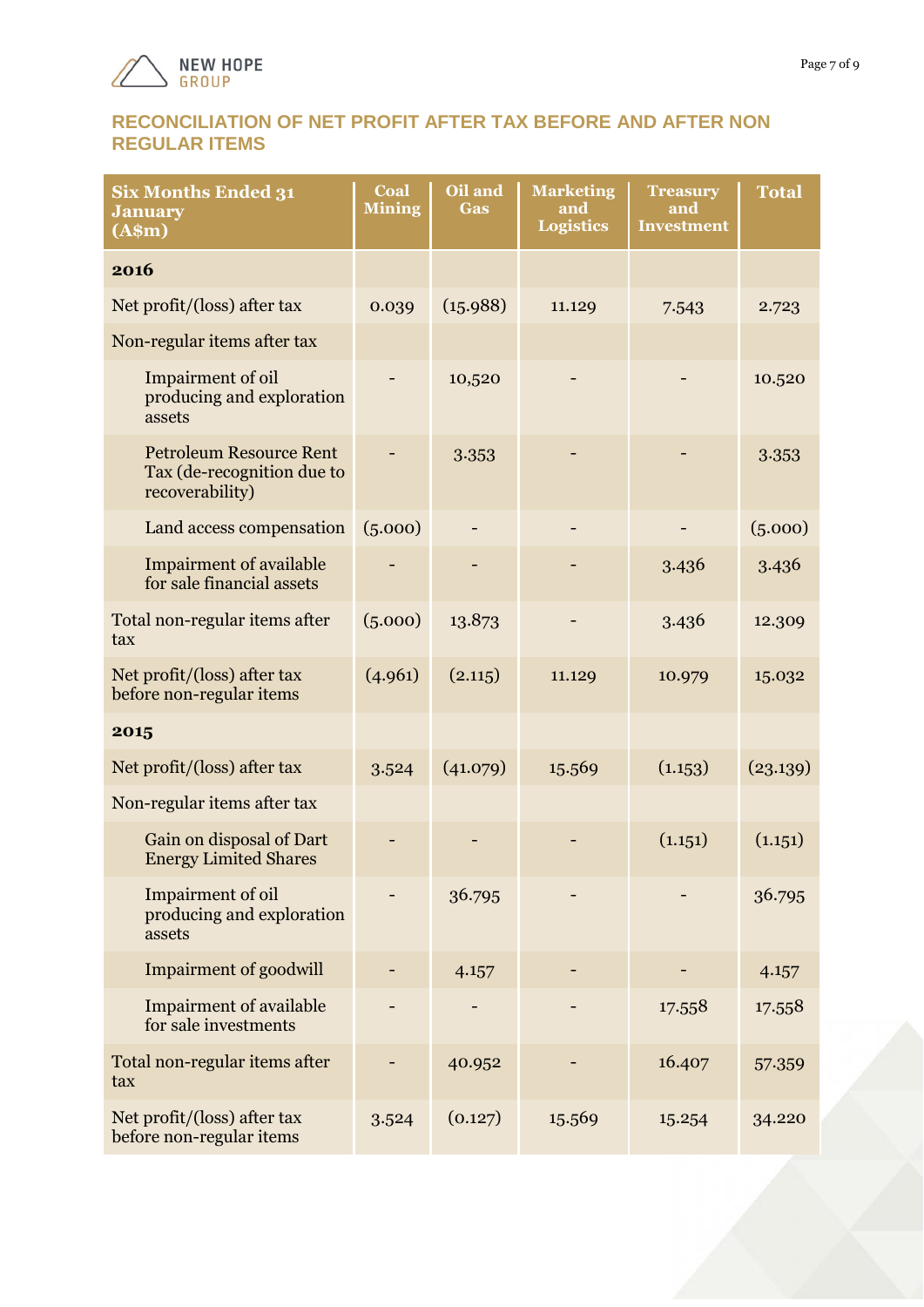## RECONCILIATION OF NET PROFIT AFTER TAX BEFORE AND AFTER NON REGULAR ITEMS

| Six Months Ended 31 January (A$m) | Coal Mining | Oil and Gas | Marketing and Logistics | Treasury and Investment | Total |
|---|---|---|---|---|---|
| **2016** | | | | | |
| Net profit/(loss) after tax | 0.039 | (15.988) | 11.129 | 7.543 | 2.723 |
| Non-regular items after tax | | | | | |
| Impairment of oil producing and exploration assets | - | 10,520 | - | - | 10.520 |
| Petroleum Resource Rent Tax (de-recognition due to recoverability) | - | 3.353 | - | - | 3.353 |
| Land access compensation | (5.000) | - | - | - | (5.000) |
| Impairment of available for sale financial assets | - | - | - | 3.436 | 3.436 |
| Total non-regular items after tax | (5.000) | 13.873 | - | 3.436 | 12.309 |
| Net profit/(loss) after tax before non-regular items | (4.961) | (2.115) | 11.129 | 10.979 | 15.032 |
| **2015** | | | | | |
| Net profit/(loss) after tax | 3.524 | (41.079) | 15.569 | (1.153) | (23.139) |
| Non-regular items after tax | | | | | |
| Gain on disposal of Dart Energy Limited Shares | - | - | - | (1.151) | (1.151) |
| Impairment of oil producing and exploration assets | - | 36.795 | - | - | 36.795 |
| Impairment of goodwill | - | 4.157 | - | - | 4.157 |
| Impairment of available for sale investments | - | - | - | 17.558 | 17.558 |
| Total non-regular items after tax | - | 40.952 | - | 16.407 | 57.359 |
| Net profit/(loss) after tax before non-regular items | 3.524 | (0.127) | 15.569 | 15.254 | 34.220 |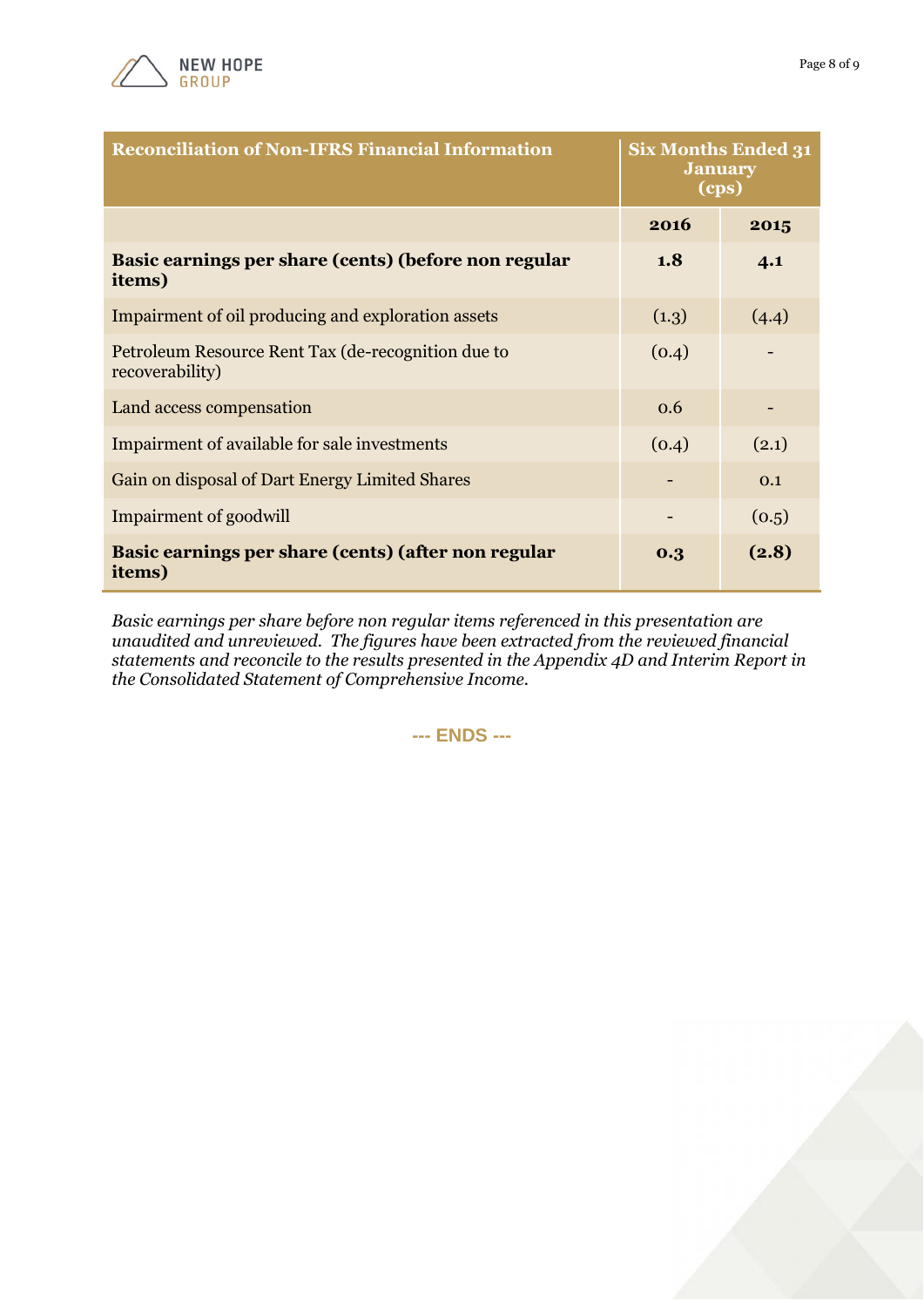| Reconciliation of Non-IFRS Financial Information | Six Months Ended 31 January (cps) | |
|---|---|---|
| | **2016** | **2015** |
| **Basic earnings per share (cents) (before non regular items)** | **1.8** | **4.1** |
| Impairment of oil producing and exploration assets | (1.3) | (4.4) |
| Petroleum Resource Rent Tax (de-recognition due to recoverability) | (0.4) | - |
| Land access compensation | 0.6 | - |
| Impairment of available for sale investments | (0.4) | (2.1) |
| Gain on disposal of Dart Energy Limited Shares | - | 0.1 |
| Impairment of goodwill | - | (0.5) |
| **Basic earnings per share (cents) (after non regular items)** | **0.3** | **(2.8)** |

*Basic earnings per share before non regular items referenced in this presentation are unaudited and unreviewed. The figures have been extracted from the reviewed financial statements and reconcile to the results presented in the Appendix 4D and Interim Report in the Consolidated Statement of Comprehensive Income.*

**--- ENDS ---**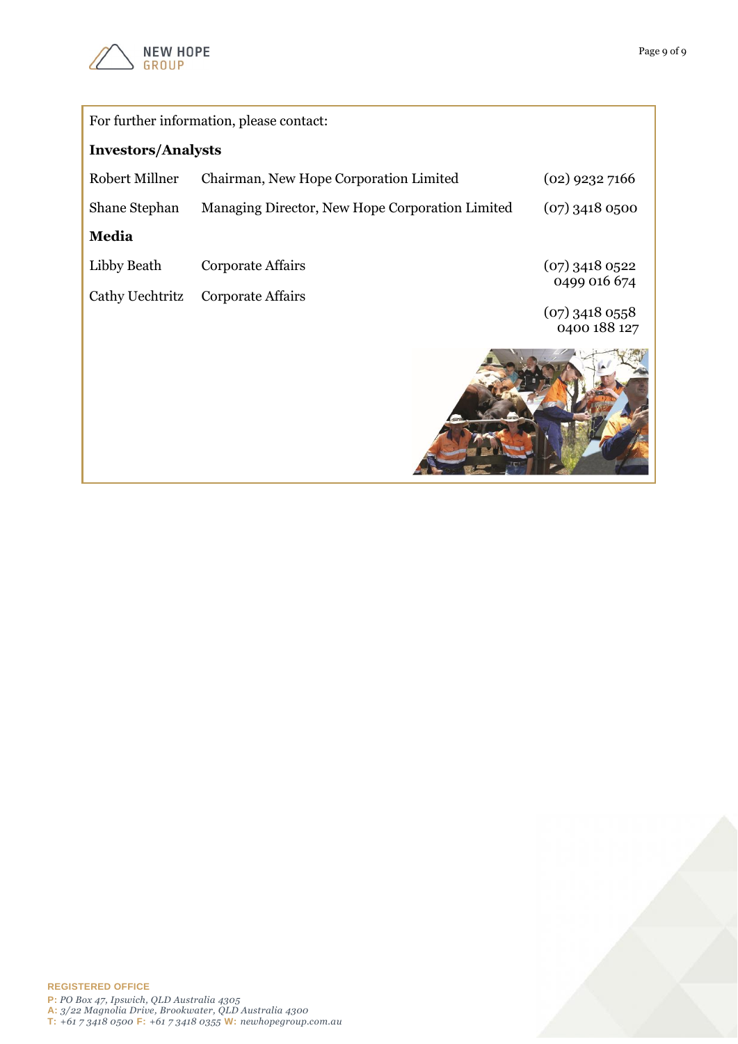For further information, please contact:

**Investors/Analysts**

| | | |
|---|---|---|
| Robert Millner | Chairman, New Hope Corporation Limited | (02) 9232 7166 |
| Shane Stephan | Managing Director, New Hope Corporation Limited | (07) 3418 0500 |

**Media**

| | | |
|---|---|---|
| Libby Beath | Corporate Affairs | (07) 3418 0522<br>0499 016 674 |
| Cathy Uechtritz | Corporate Affairs | (07) 3418 0558<br>0400 188 127 |

**REGISTERED OFFICE**

P: *PO Box 47, Ipswich, QLD Australia 4305*
A: *3/22 Magnolia Drive, Brookwater, QLD Australia 4300*
T: *+61 7 3418 0500* F: *+61 7 3418 0355* W: *newhopegroup.com.au*